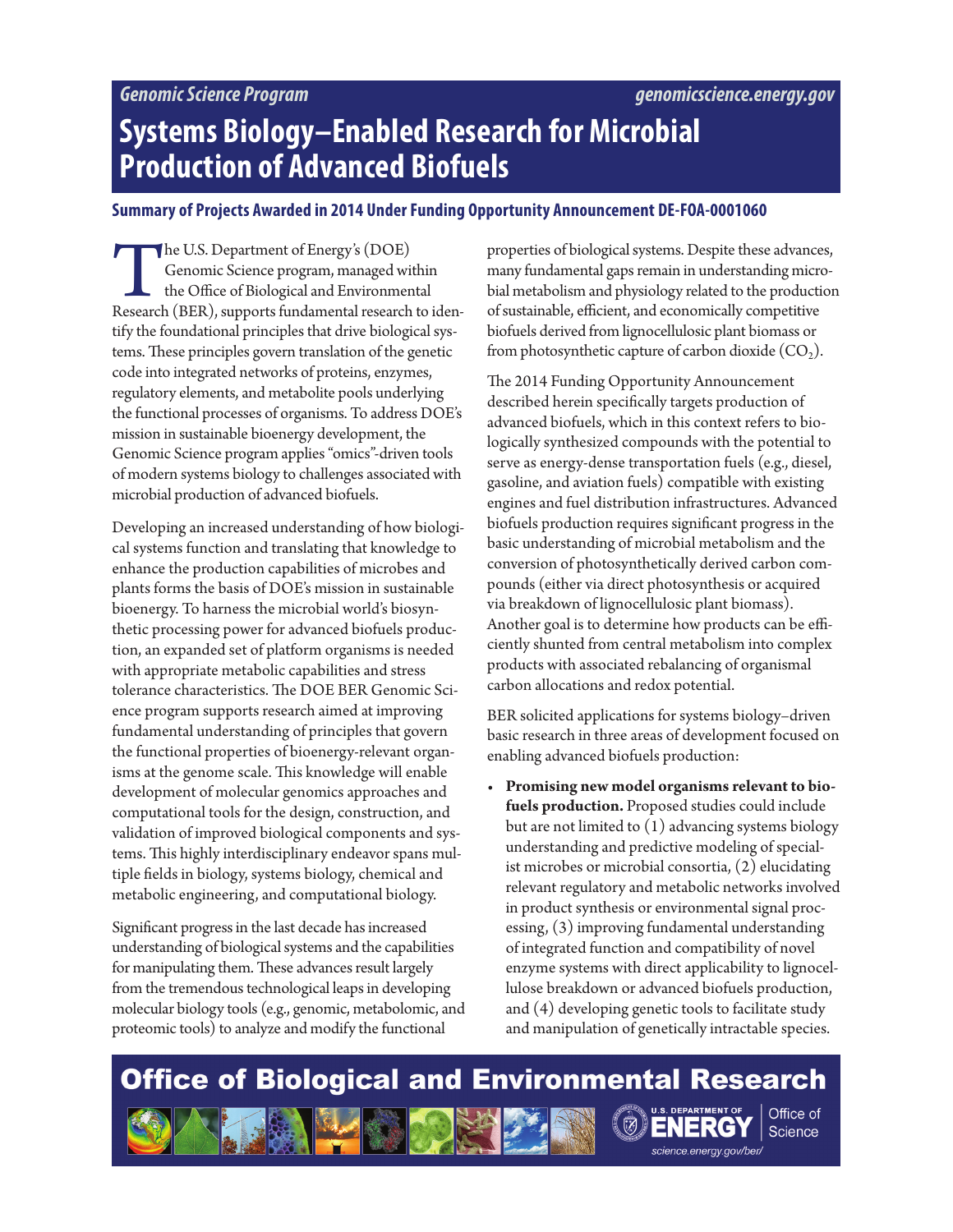*Genomic Science Program* *genomicscience.energy.gov*

# Systems Biology–Enabled Research for Microbial Production of Advanced Biofuels

## Summary of Projects Awarded in 2014 Under Funding Opportunity Announcement DE-FOA-0001060

The U.S. Department of Energy's (DOE) Genomic Science program, managed within the Office of Biological and Environmental Research (BER), supports fundamental research to identify the foundational principles that drive biological systems. These principles govern translation of the genetic code into integrated networks of proteins, enzymes, regulatory elements, and metabolite pools underlying the functional processes of organisms. To address DOE's mission in sustainable bioenergy development, the Genomic Science program applies "omics"-driven tools of modern systems biology to challenges associated with microbial production of advanced biofuels.

Developing an increased understanding of how biological systems function and translating that knowledge to enhance the production capabilities of microbes and plants forms the basis of DOE's mission in sustainable bioenergy. To harness the microbial world's biosynthetic processing power for advanced biofuels production, an expanded set of platform organisms is needed with appropriate metabolic capabilities and stress tolerance characteristics. The DOE BER Genomic Science program supports research aimed at improving fundamental understanding of principles that govern the functional properties of bioenergy-relevant organisms at the genome scale. This knowledge will enable development of molecular genomics approaches and computational tools for the design, construction, and validation of improved biological components and systems. This highly interdisciplinary endeavor spans multiple fields in biology, systems biology, chemical and metabolic engineering, and computational biology.

Significant progress in the last decade has increased understanding of biological systems and the capabilities for manipulating them. These advances result largely from the tremendous technological leaps in developing molecular biology tools (e.g., genomic, metabolomic, and proteomic tools) to analyze and modify the functional properties of biological systems. Despite these advances, many fundamental gaps remain in understanding microbial metabolism and physiology related to the production of sustainable, efficient, and economically competitive biofuels derived from lignocellulosic plant biomass or from photosynthetic capture of carbon dioxide ($CO_2$).

The 2014 Funding Opportunity Announcement described herein specifically targets production of advanced biofuels, which in this context refers to biologically synthesized compounds with the potential to serve as energy-dense transportation fuels (e.g., diesel, gasoline, and aviation fuels) compatible with existing engines and fuel distribution infrastructures. Advanced biofuels production requires significant progress in the basic understanding of microbial metabolism and the conversion of photosynthetically derived carbon compounds (either via direct photosynthesis or acquired via breakdown of lignocellulosic plant biomass). Another goal is to determine how products can be efficiently shunted from central metabolism into complex products with associated rebalancing of organismal carbon allocations and redox potential.

BER solicited applications for systems biology–driven basic research in three areas of development focused on enabling advanced biofuels production:

- **Promising new model organisms relevant to biofuels production.** Proposed studies could include but are not limited to (1) advancing systems biology understanding and predictive modeling of specialist microbes or microbial consortia, (2) elucidating relevant regulatory and metabolic networks involved in product synthesis or environmental signal processing, (3) improving fundamental understanding of integrated function and compatibility of novel enzyme systems with direct applicability to lignocellulose breakdown or advanced biofuels production, and (4) developing genetic tools to facilitate study and manipulation of genetically intractable species.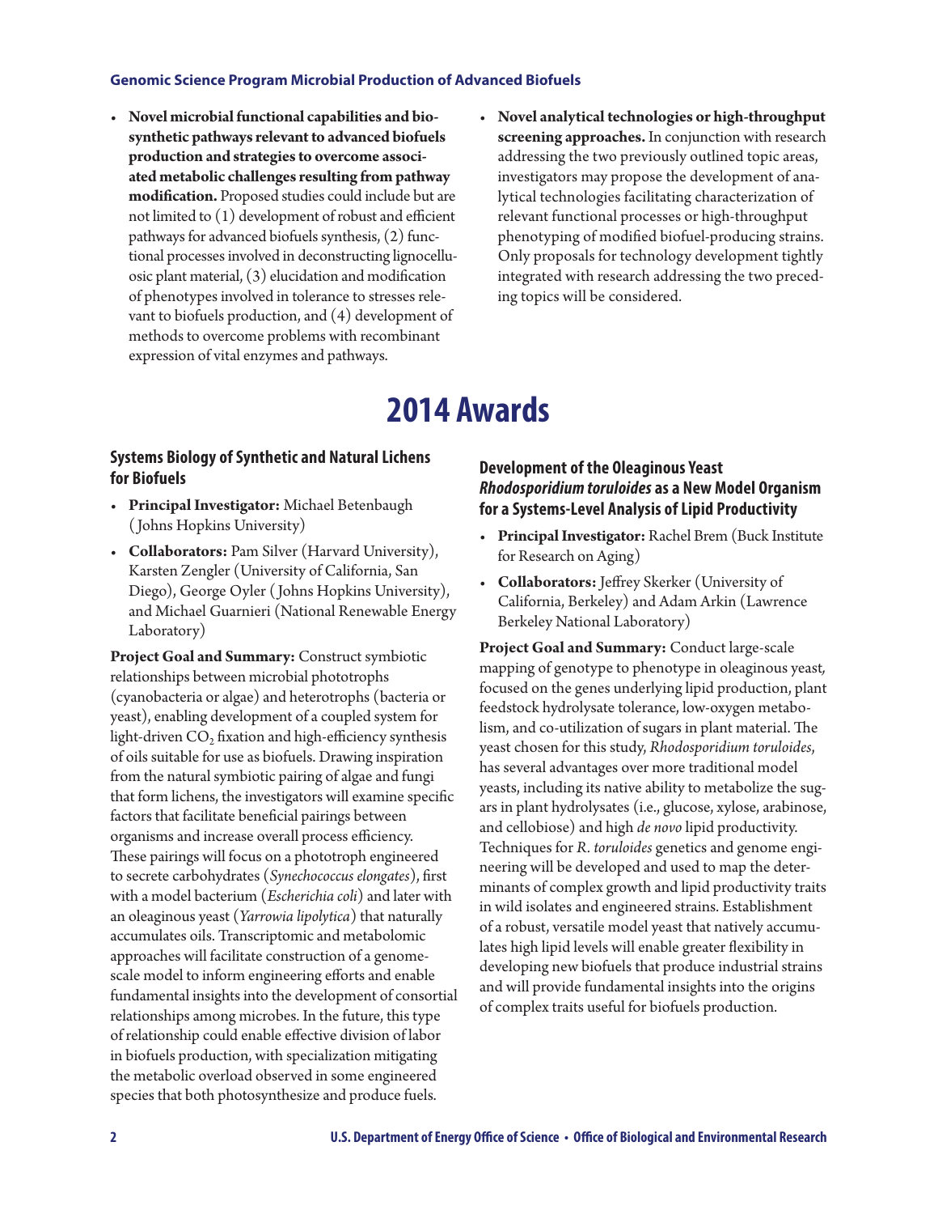- **Novel microbial functional capabilities and biosynthetic pathways relevant to advanced biofuels production and strategies to overcome associated metabolic challenges resulting from pathway modification.** Proposed studies could include but are not limited to (1) development of robust and efficient pathways for advanced biofuels synthesis, (2) functional processes involved in deconstructing lignocellulosic plant material, (3) elucidation and modification of phenotypes involved in tolerance to stresses relevant to biofuels production, and (4) development of methods to overcome problems with recombinant expression of vital enzymes and pathways.
- **Novel analytical technologies or high-throughput screening approaches.** In conjunction with research addressing the two previously outlined topic areas, investigators may propose the development of analytical technologies facilitating characterization of relevant functional processes or high-throughput phenotyping of modified biofuel-producing strains. Only proposals for technology development tightly integrated with research addressing the two preceding topics will be considered.

# 2014 Awards

### Systems Biology of Synthetic and Natural Lichens for Biofuels

- **Principal Investigator:** Michael Betenbaugh (Johns Hopkins University)
- **Collaborators:** Pam Silver (Harvard University), Karsten Zengler (University of California, San Diego), George Oyler (Johns Hopkins University), and Michael Guarnieri (National Renewable Energy Laboratory)

**Project Goal and Summary:** Construct symbiotic relationships between microbial phototrophs (cyanobacteria or algae) and heterotrophs (bacteria or yeast), enabling development of a coupled system for light-driven $CO_2$ fixation and high-efficiency synthesis of oils suitable for use as biofuels. Drawing inspiration from the natural symbiotic pairing of algae and fungi that form lichens, the investigators will examine specific factors that facilitate beneficial pairings between organisms and increase overall process efficiency. These pairings will focus on a phototroph engineered to secrete carbohydrates (*Synechococcus elongates*), first with a model bacterium (*Escherichia coli*) and later with an oleaginous yeast (*Yarrowia lipolytica*) that naturally accumulates oils. Transcriptomic and metabolomic approaches will facilitate construction of a genome-scale model to inform engineering efforts and enable fundamental insights into the development of consortial relationships among microbes. In the future, this type of relationship could enable effective division of labor in biofuels production, with specialization mitigating the metabolic overload observed in some engineered species that both photosynthesize and produce fuels.

### Development of the Oleaginous Yeast *Rhodosporidium toruloides* as a New Model Organism for a Systems-Level Analysis of Lipid Productivity

- **Principal Investigator:** Rachel Brem (Buck Institute for Research on Aging)
- **Collaborators:** Jeffrey Skerker (University of California, Berkeley) and Adam Arkin (Lawrence Berkeley National Laboratory)

**Project Goal and Summary:** Conduct large-scale mapping of genotype to phenotype in oleaginous yeast, focused on the genes underlying lipid production, plant feedstock hydrolysate tolerance, low-oxygen metabolism, and co-utilization of sugars in plant material. The yeast chosen for this study, *Rhodosporidium toruloides*, has several advantages over more traditional model yeasts, including its native ability to metabolize the sugars in plant hydrolysates (i.e., glucose, xylose, arabinose, and cellobiose) and high *de novo* lipid productivity. Techniques for *R. toruloides* genetics and genome engineering will be developed and used to map the determinants of complex growth and lipid productivity traits in wild isolates and engineered strains. Establishment of a robust, versatile model yeast that natively accumulates high lipid levels will enable greater flexibility in developing new biofuels that produce industrial strains and will provide fundamental insights into the origins of complex traits useful for biofuels production.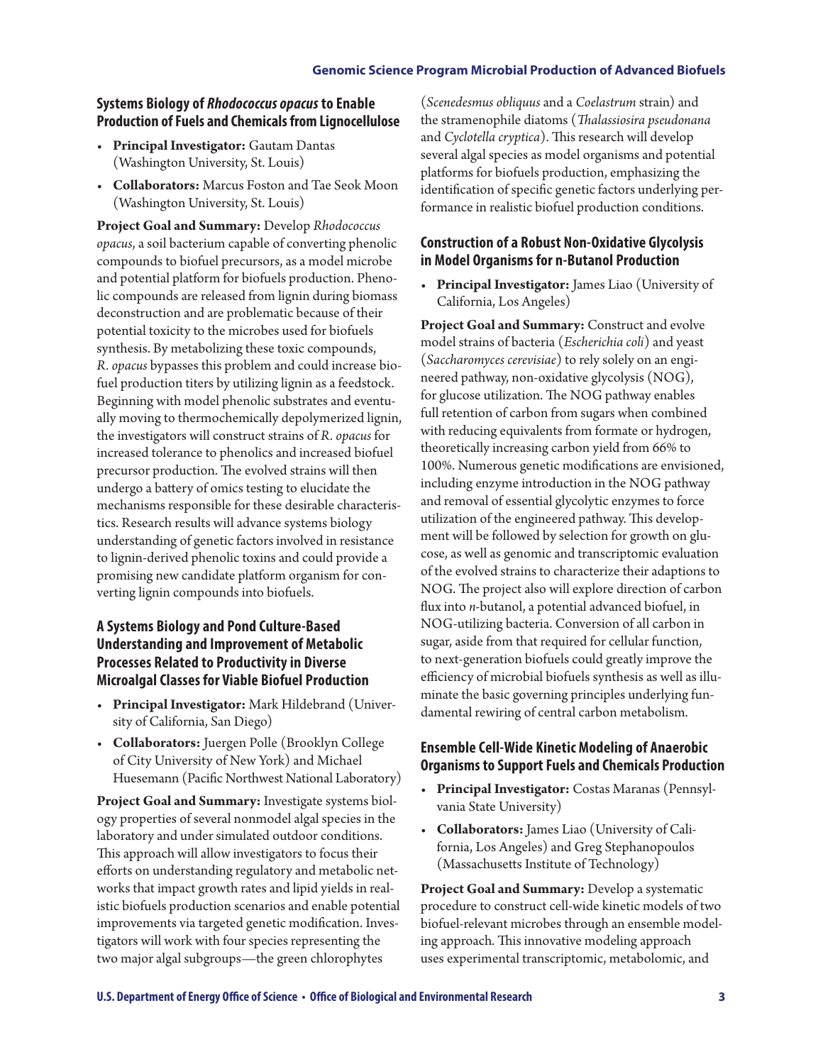## Systems Biology of *Rhodococcus opacus* to Enable Production of Fuels and Chemicals from Lignocellulose

- **Principal Investigator:** Gautam Dantas (Washington University, St. Louis)
- **Collaborators:** Marcus Foston and Tae Seok Moon (Washington University, St. Louis)

**Project Goal and Summary:** Develop *Rhodococcus opacus*, a soil bacterium capable of converting phenolic compounds to biofuel precursors, as a model microbe and potential platform for biofuels production. Phenolic compounds are released from lignin during biomass deconstruction and are problematic because of their potential toxicity to the microbes used for biofuels synthesis. By metabolizing these toxic compounds, *R. opacus* bypasses this problem and could increase biofuel production titers by utilizing lignin as a feedstock. Beginning with model phenolic substrates and eventually moving to thermochemically depolymerized lignin, the investigators will construct strains of *R. opacus* for increased tolerance to phenolics and increased biofuel precursor production. The evolved strains will then undergo a battery of omics testing to elucidate the mechanisms responsible for these desirable characteristics. Research results will advance systems biology understanding of genetic factors involved in resistance to lignin-derived phenolic toxins and could provide a promising new candidate platform organism for converting lignin compounds into biofuels.

## A Systems Biology and Pond Culture-Based Understanding and Improvement of Metabolic Processes Related to Productivity in Diverse Microalgal Classes for Viable Biofuel Production

- **Principal Investigator:** Mark Hildebrand (University of California, San Diego)
- **Collaborators:** Juergen Polle (Brooklyn College of City University of New York) and Michael Huesemann (Pacific Northwest National Laboratory)

**Project Goal and Summary:** Investigate systems biology properties of several nonmodel algal species in the laboratory and under simulated outdoor conditions. This approach will allow investigators to focus their efforts on understanding regulatory and metabolic networks that impact growth rates and lipid yields in realistic biofuels production scenarios and enable potential improvements via targeted genetic modification. Investigators will work with four species representing the two major algal subgroups—the green chlorophytes (*Scenedesmus obliquus* and a *Coelastrum* strain) and the stramenophile diatoms (*Thalassiosira pseudonana* and *Cyclotella cryptica*). This research will develop several algal species as model organisms and potential platforms for biofuels production, emphasizing the identification of specific genetic factors underlying performance in realistic biofuel production conditions.

## Construction of a Robust Non-Oxidative Glycolysis in Model Organisms for n-Butanol Production

- **Principal Investigator:** James Liao (University of California, Los Angeles)

**Project Goal and Summary:** Construct and evolve model strains of bacteria (*Escherichia coli*) and yeast (*Saccharomyces cerevisiae*) to rely solely on an engineered pathway, non-oxidative glycolysis (NOG), for glucose utilization. The NOG pathway enables full retention of carbon from sugars when combined with reducing equivalents from formate or hydrogen, theoretically increasing carbon yield from 66% to 100%. Numerous genetic modifications are envisioned, including enzyme introduction in the NOG pathway and removal of essential glycolytic enzymes to force utilization of the engineered pathway. This development will be followed by selection for growth on glucose, as well as genomic and transcriptomic evaluation of the evolved strains to characterize their adaptions to NOG. The project also will explore direction of carbon flux into *n*-butanol, a potential advanced biofuel, in NOG-utilizing bacteria. Conversion of all carbon in sugar, aside from that required for cellular function, to next-generation biofuels could greatly improve the efficiency of microbial biofuels synthesis as well as illuminate the basic governing principles underlying fundamental rewiring of central carbon metabolism.

## Ensemble Cell-Wide Kinetic Modeling of Anaerobic Organisms to Support Fuels and Chemicals Production

- **Principal Investigator:** Costas Maranas (Pennsylvania State University)
- **Collaborators:** James Liao (University of California, Los Angeles) and Greg Stephanopoulos (Massachusetts Institute of Technology)

**Project Goal and Summary:** Develop a systematic procedure to construct cell-wide kinetic models of two biofuel-relevant microbes through an ensemble modeling approach. This innovative modeling approach uses experimental transcriptomic, metabolomic, and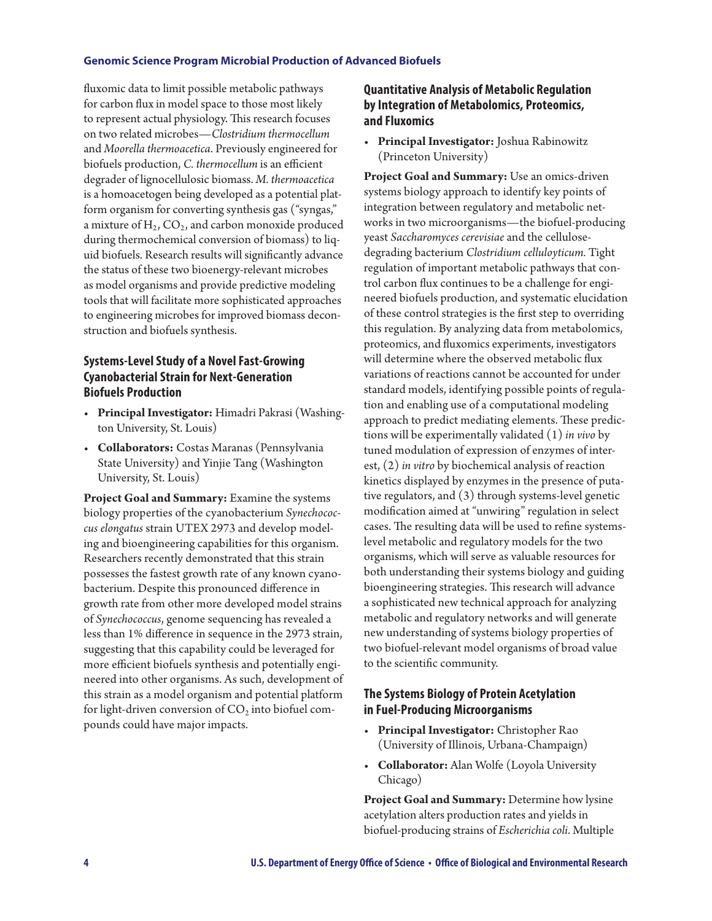fluxomic data to limit possible metabolic pathways for carbon flux in model space to those most likely to represent actual physiology. This research focuses on two related microbes—*Clostridium thermocellum* and *Moorella thermoacetica*. Previously engineered for biofuels production, *C. thermocellum* is an efficient degrader of lignocellulosic biomass. *M. thermoacetica* is a homoacetogen being developed as a potential platform organism for converting synthesis gas ("syngas," a mixture of $H_2$, $CO_2$, and carbon monoxide produced during thermochemical conversion of biomass) to liquid biofuels. Research results will significantly advance the status of these two bioenergy-relevant microbes as model organisms and provide predictive modeling tools that will facilitate more sophisticated approaches to engineering microbes for improved biomass deconstruction and biofuels synthesis.

### Systems-Level Study of a Novel Fast-Growing Cyanobacterial Strain for Next-Generation Biofuels Production

- **Principal Investigator:** Himadri Pakrasi (Washington University, St. Louis)
- **Collaborators:** Costas Maranas (Pennsylvania State University) and Yinjie Tang (Washington University, St. Louis)

**Project Goal and Summary:** Examine the systems biology properties of the cyanobacterium *Synechococcus elongatus* strain UTEX 2973 and develop modeling and bioengineering capabilities for this organism. Researchers recently demonstrated that this strain possesses the fastest growth rate of any known cyanobacterium. Despite this pronounced difference in growth rate from other more developed model strains of *Synechococcus*, genome sequencing has revealed a less than 1% difference in sequence in the 2973 strain, suggesting that this capability could be leveraged for more efficient biofuels synthesis and potentially engineered into other organisms. As such, development of this strain as a model organism and potential platform for light-driven conversion of $CO_2$ into biofuel compounds could have major impacts.

### Quantitative Analysis of Metabolic Regulation by Integration of Metabolomics, Proteomics, and Fluxomics

- **Principal Investigator:** Joshua Rabinowitz (Princeton University)

**Project Goal and Summary:** Use an omics-driven systems biology approach to identify key points of integration between regulatory and metabolic networks in two microorganisms—the biofuel-producing yeast *Saccharomyces cerevisiae* and the cellulose-degrading bacterium *Clostridium celluloyticum.* Tight regulation of important metabolic pathways that control carbon flux continues to be a challenge for engineered biofuels production, and systematic elucidation of these control strategies is the first step to overriding this regulation. By analyzing data from metabolomics, proteomics, and fluxomics experiments, investigators will determine where the observed metabolic flux variations of reactions cannot be accounted for under standard models, identifying possible points of regulation and enabling use of a computational modeling approach to predict mediating elements. These predictions will be experimentally validated (1) *in vivo* by tuned modulation of expression of enzymes of interest, (2) *in vitro* by biochemical analysis of reaction kinetics displayed by enzymes in the presence of putative regulators, and (3) through systems-level genetic modification aimed at "unwiring" regulation in select cases. The resulting data will be used to refine systems-level metabolic and regulatory models for the two organisms, which will serve as valuable resources for both understanding their systems biology and guiding bioengineering strategies. This research will advance a sophisticated new technical approach for analyzing metabolic and regulatory networks and will generate new understanding of systems biology properties of two biofuel-relevant model organisms of broad value to the scientific community.

### The Systems Biology of Protein Acetylation in Fuel-Producing Microorganisms

- **Principal Investigator:** Christopher Rao (University of Illinois, Urbana-Champaign)
- **Collaborator:** Alan Wolfe (Loyola University Chicago)

**Project Goal and Summary:** Determine how lysine acetylation alters production rates and yields in biofuel-producing strains of *Escherichia coli*. Multiple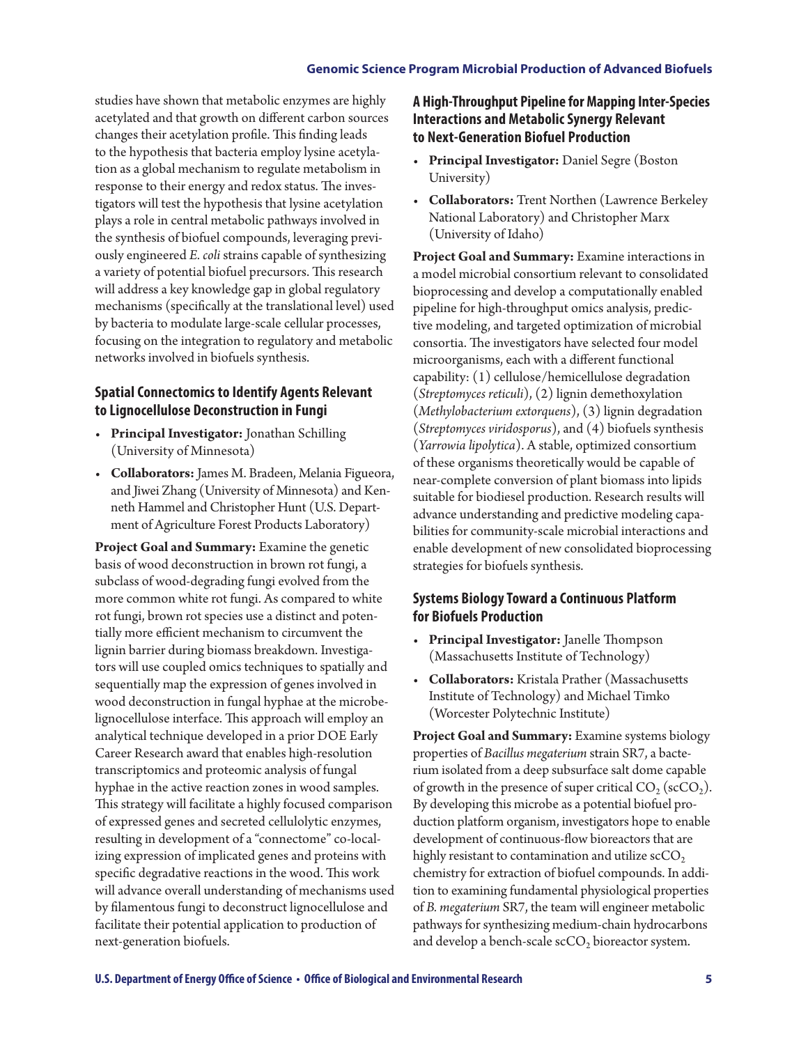studies have shown that metabolic enzymes are highly acetylated and that growth on different carbon sources changes their acetylation profile. This finding leads to the hypothesis that bacteria employ lysine acetylation as a global mechanism to regulate metabolism in response to their energy and redox status. The investigators will test the hypothesis that lysine acetylation plays a role in central metabolic pathways involved in the synthesis of biofuel compounds, leveraging previously engineered *E. coli* strains capable of synthesizing a variety of potential biofuel precursors. This research will address a key knowledge gap in global regulatory mechanisms (specifically at the translational level) used by bacteria to modulate large-scale cellular processes, focusing on the integration to regulatory and metabolic networks involved in biofuels synthesis.

### Spatial Connectomics to Identify Agents Relevant to Lignocellulose Deconstruction in Fungi

- **Principal Investigator:** Jonathan Schilling (University of Minnesota)
- **Collaborators:** James M. Bradeen, Melania Figueora, and Jiwei Zhang (University of Minnesota) and Kenneth Hammel and Christopher Hunt (U.S. Department of Agriculture Forest Products Laboratory)

**Project Goal and Summary:** Examine the genetic basis of wood deconstruction in brown rot fungi, a subclass of wood-degrading fungi evolved from the more common white rot fungi. As compared to white rot fungi, brown rot species use a distinct and potentially more efficient mechanism to circumvent the lignin barrier during biomass breakdown. Investigators will use coupled omics techniques to spatially and sequentially map the expression of genes involved in wood deconstruction in fungal hyphae at the microbe-lignocellulose interface. This approach will employ an analytical technique developed in a prior DOE Early Career Research award that enables high-resolution transcriptomics and proteomic analysis of fungal hyphae in the active reaction zones in wood samples. This strategy will facilitate a highly focused comparison of expressed genes and secreted cellulolytic enzymes, resulting in development of a "connectome" co-localizing expression of implicated genes and proteins with specific degradative reactions in the wood. This work will advance overall understanding of mechanisms used by filamentous fungi to deconstruct lignocellulose and facilitate their potential application to production of next-generation biofuels.

### A High-Throughput Pipeline for Mapping Inter-Species Interactions and Metabolic Synergy Relevant to Next-Generation Biofuel Production

- **Principal Investigator:** Daniel Segre (Boston University)
- **Collaborators:** Trent Northen (Lawrence Berkeley National Laboratory) and Christopher Marx (University of Idaho)

**Project Goal and Summary:** Examine interactions in a model microbial consortium relevant to consolidated bioprocessing and develop a computationally enabled pipeline for high-throughput omics analysis, predictive modeling, and targeted optimization of microbial consortia. The investigators have selected four model microorganisms, each with a different functional capability: (1) cellulose/hemicellulose degradation (*Streptomyces reticuli*), (2) lignin demethoxylation (*Methylobacterium extorquens*), (3) lignin degradation (*Streptomyces viridosporus*), and (4) biofuels synthesis (*Yarrowia lipolytica*). A stable, optimized consortium of these organisms theoretically would be capable of near-complete conversion of plant biomass into lipids suitable for biodiesel production. Research results will advance understanding and predictive modeling capabilities for community-scale microbial interactions and enable development of new consolidated bioprocessing strategies for biofuels synthesis.

### Systems Biology Toward a Continuous Platform for Biofuels Production

- **Principal Investigator:** Janelle Thompson (Massachusetts Institute of Technology)
- **Collaborators:** Kristala Prather (Massachusetts Institute of Technology) and Michael Timko (Worcester Polytechnic Institute)

**Project Goal and Summary:** Examine systems biology properties of *Bacillus megaterium* strain SR7, a bacterium isolated from a deep subsurface salt dome capable of growth in the presence of super critical $CO_2$ ($scCO_2$). By developing this microbe as a potential biofuel production platform organism, investigators hope to enable development of continuous-flow bioreactors that are highly resistant to contamination and utilize $scCO_2$ chemistry for extraction of biofuel compounds. In addition to examining fundamental physiological properties of *B. megaterium* SR7, the team will engineer metabolic pathways for synthesizing medium-chain hydrocarbons and develop a bench-scale $scCO_2$ bioreactor system.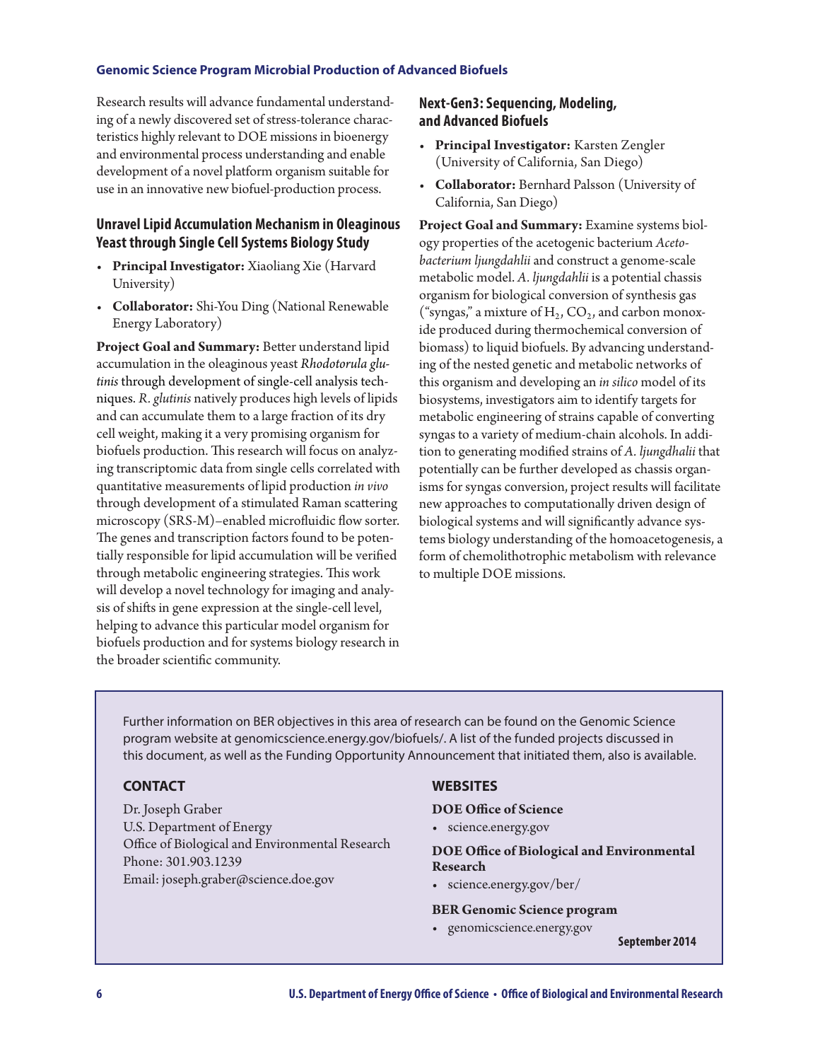Research results will advance fundamental understanding of a newly discovered set of stress-tolerance characteristics highly relevant to DOE missions in bioenergy and environmental process understanding and enable development of a novel platform organism suitable for use in an innovative new biofuel-production process.

### Unravel Lipid Accumulation Mechanism in Oleaginous Yeast through Single Cell Systems Biology Study

- **Principal Investigator:** Xiaoliang Xie (Harvard University)
- **Collaborator:** Shi-You Ding (National Renewable Energy Laboratory)

**Project Goal and Summary:** Better understand lipid accumulation in the oleaginous yeast *Rhodotorula glutinis* through development of single-cell analysis techniques. *R. glutinis* natively produces high levels of lipids and can accumulate them to a large fraction of its dry cell weight, making it a very promising organism for biofuels production. This research will focus on analyzing transcriptomic data from single cells correlated with quantitative measurements of lipid production *in vivo* through development of a stimulated Raman scattering microscopy (SRS-M)–enabled microfluidic flow sorter. The genes and transcription factors found to be potentially responsible for lipid accumulation will be verified through metabolic engineering strategies. This work will develop a novel technology for imaging and analysis of shifts in gene expression at the single-cell level, helping to advance this particular model organism for biofuels production and for systems biology research in the broader scientific community.

### Next-Gen3: Sequencing, Modeling, and Advanced Biofuels

- **Principal Investigator:** Karsten Zengler (University of California, San Diego)
- **Collaborator:** Bernhard Palsson (University of California, San Diego)

**Project Goal and Summary:** Examine systems biology properties of the acetogenic bacterium *Acetobacterium ljungdahlii* and construct a genome-scale metabolic model. *A. ljungdahlii* is a potential chassis organism for biological conversion of synthesis gas ("syngas," a mixture of $H_2$, $CO_2$, and carbon monoxide produced during thermochemical conversion of biomass) to liquid biofuels. By advancing understanding of the nested genetic and metabolic networks of this organism and developing an *in silico* model of its biosystems, investigators aim to identify targets for metabolic engineering of strains capable of converting syngas to a variety of medium-chain alcohols. In addition to generating modified strains of *A. ljungdhalii* that potentially can be further developed as chassis organisms for syngas conversion, project results will facilitate new approaches to computationally driven design of biological systems and will significantly advance systems biology understanding of the homoacetogenesis, a form of chemolithotrophic metabolism with relevance to multiple DOE missions.

---

Further information on BER objectives in this area of research can be found on the Genomic Science program website at genomicscience.energy.gov/biofuels/. A list of the funded projects discussed in this document, as well as the Funding Opportunity Announcement that initiated them, also is available.

**CONTACT**

Dr. Joseph Graber
U.S. Department of Energy
Office of Biological and Environmental Research
Phone: 301.903.1239
Email: joseph.graber@science.doe.gov

**WEBSITES**

**DOE Office of Science**
- science.energy.gov

**DOE Office of Biological and Environmental Research**
- science.energy.gov/ber/

**BER Genomic Science program**
- genomicscience.energy.gov

**September 2014**